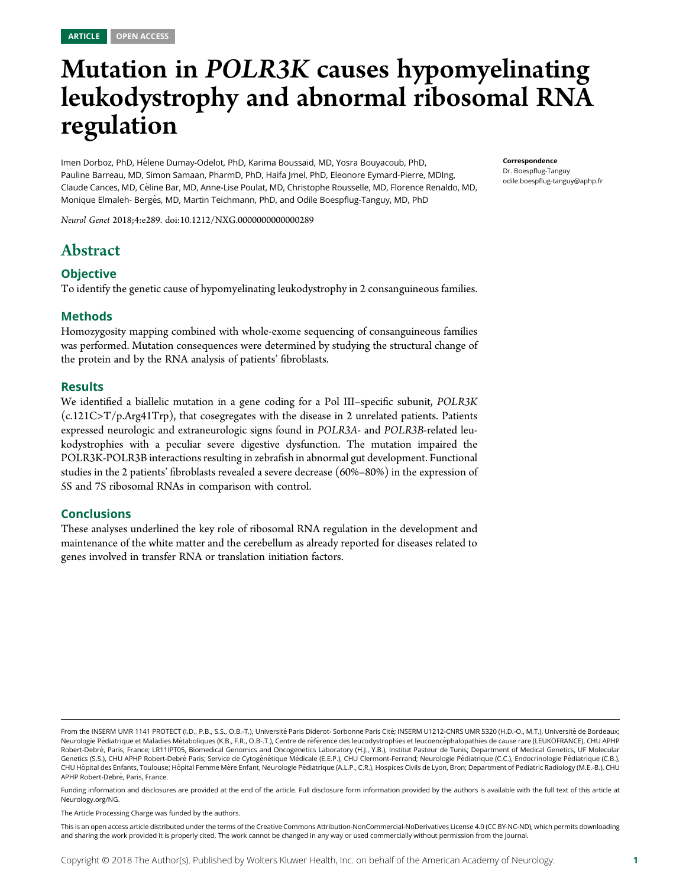ARTICLE OPEN ACCESS

# Mutation in *POLR3K* causes hypomyelinating leukodystrophy and abnormal ribosomal RNA regulation

Imen Dorboz, PhD, Hélene Dumay-Odelot, PhD, Karima Boussaid, MD, Yosra Bouyacoub, PhD, Pauline Barreau, MD, Simon Samaan, PharmD, PhD, Haifa Jmel, PhD, Eleonore Eymard-Pierre, MDIng, Claude Cances, MD, Céline Bar, MD, Anne-Lise Poulat, MD, Christophe Rousselle, MD, Florence Renaldo, MD, Monique Elmaleh- Bergès, MD, Martin Teichmann, PhD, and Odile Boespflug-Tanguy, MD, PhD

**Correspondence**
Dr. Boespflug-Tanguy
odile.boespflug-tanguy@aphp.fr

*Neurol Genet* 2018;4:e289. doi:10.1212/NXG.0000000000000289

## Abstract

### Objective

To identify the genetic cause of hypomyelinating leukodystrophy in 2 consanguineous families.

### Methods

Homozygosity mapping combined with whole-exome sequencing of consanguineous families was performed. Mutation consequences were determined by studying the structural change of the protein and by the RNA analysis of patients' fibroblasts.

### Results

We identified a biallelic mutation in a gene coding for a Pol III–specific subunit, *POLR3K* (c.121C>T/p.Arg41Trp), that cosegregates with the disease in 2 unrelated patients. Patients expressed neurologic and extraneurologic signs found in *POLR3A*- and *POLR3B*-related leukodystrophies with a peculiar severe digestive dysfunction. The mutation impaired the POLR3K-POLR3B interactions resulting in zebrafish in abnormal gut development. Functional studies in the 2 patients' fibroblasts revealed a severe decrease (60%–80%) in the expression of 5S and 7S ribosomal RNAs in comparison with control.

### Conclusions

These analyses underlined the key role of ribosomal RNA regulation in the development and maintenance of the white matter and the cerebellum as already reported for diseases related to genes involved in transfer RNA or translation initiation factors.

---

From the INSERM UMR 1141 PROTECT (I.D., P.B., S.S., O.B.-T.), Université Paris Diderot- Sorbonne Paris Cité; INSERM U1212-CNRS UMR 5320 (H.D.-O., M.T.), Université de Bordeaux; Neurologie Pédiatrique et Maladies Métaboliques (K.B., F.R., O.B.-T.), Centre de référence des leucodystrophies et leucoencéphalopathies de cause rare (LEUKOFRANCE), CHU APHP Robert-Debré, Paris, France; LR11IPT05, Biomedical Genomics and Oncogenetics Laboratory (H.J., Y.B.), Institut Pasteur de Tunis; Department of Medical Genetics, UF Molecular Genetics (S.S.), CHU APHP Robert-Debré Paris; Service de Cytogénétique Médicale (E.E.P.), CHU Clermont-Ferrand; Neurologie Pédiatrique (C.C.), Endocrinologie Pédiatrique (C.B.), CHU Hôpital des Enfants, Toulouse; Hôpital Femme Mère Enfant, Neurologie Pédiatrique (A.L.P., C.R.), Hospices Civils de Lyon, Bron; Department of Pediatric Radiology (M.E.-B.), CHU APHP Robert-Debré, Paris, France.

Funding information and disclosures are provided at the end of the article. Full disclosure form information provided by the authors is available with the full text of this article at Neurology.org/NG.

The Article Processing Charge was funded by the authors.

This is an open access article distributed under the terms of the Creative Commons Attribution-NonCommercial-NoDerivatives License 4.0 (CC BY-NC-ND), which permits downloading and sharing the work provided it is properly cited. The work cannot be changed in any way or used commercially without permission from the journal.

Copyright © 2018 The Author(s). Published by Wolters Kluwer Health, Inc. on behalf of the American Academy of Neurology.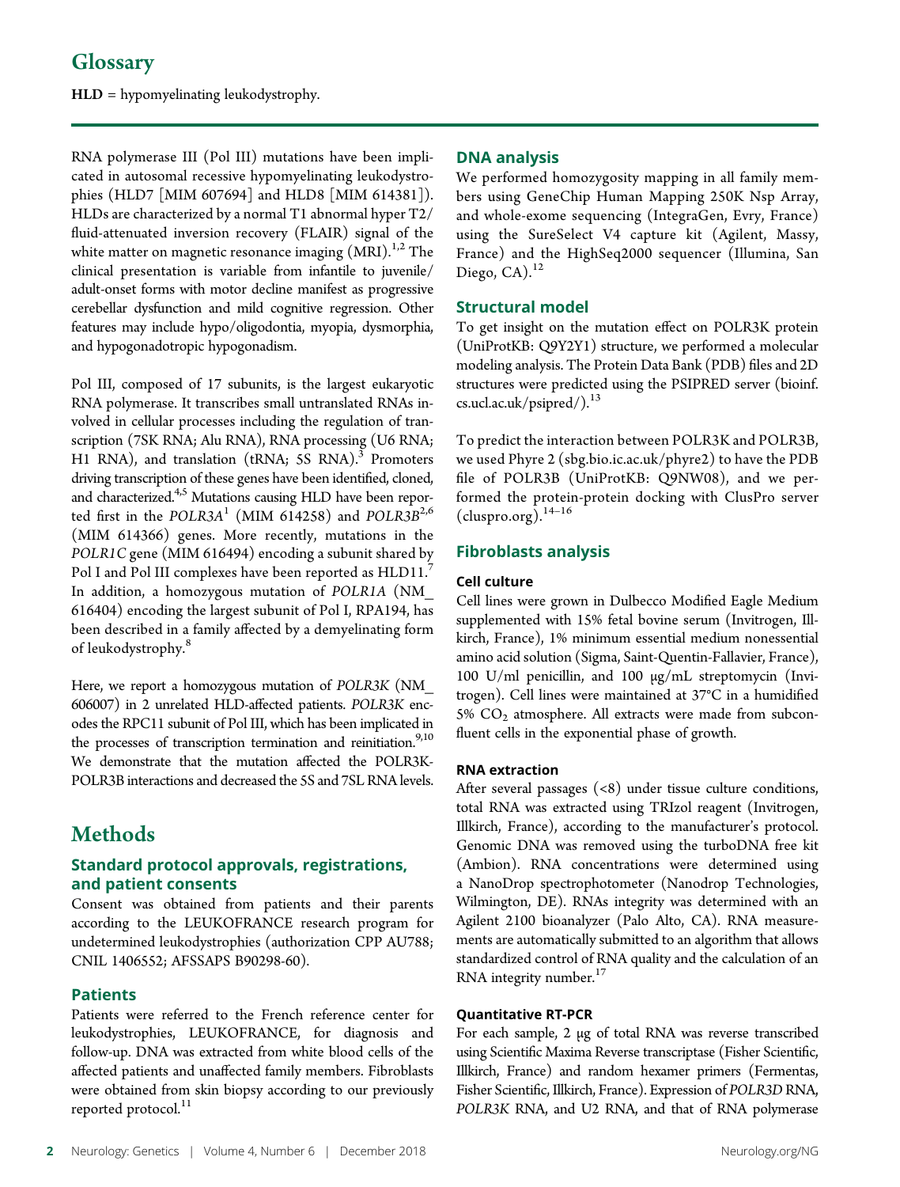## Glossary

**HLD** = hypomyelinating leukodystrophy.

RNA polymerase III (Pol III) mutations have been implicated in autosomal recessive hypomyelinating leukodystrophies (HLD7 [MIM 607694] and HLD8 [MIM 614381]). HLDs are characterized by a normal T1 abnormal hyper T2/fluid-attenuated inversion recovery (FLAIR) signal of the white matter on magnetic resonance imaging (MRI).[1,2] The clinical presentation is variable from infantile to juvenile/adult-onset forms with motor decline manifest as progressive cerebellar dysfunction and mild cognitive regression. Other features may include hypo/oligodontia, myopia, dysmorphia, and hypogonadotropic hypogonadism.

Pol III, composed of 17 subunits, is the largest eukaryotic RNA polymerase. It transcribes small untranslated RNAs involved in cellular processes including the regulation of transcription (7SK RNA; Alu RNA), RNA processing (U6 RNA; H1 RNA), and translation (tRNA; 5S RNA).[3] Promoters driving transcription of these genes have been identified, cloned, and characterized.[4,5] Mutations causing HLD have been reported first in the *POLR3A*[1] (MIM 614258) and *POLR3B*[2,6] (MIM 614366) genes. More recently, mutations in the *POLR1C* gene (MIM 616494) encoding a subunit shared by Pol I and Pol III complexes have been reported as HLD11.[7] In addition, a homozygous mutation of *POLR1A* (NM_616404) encoding the largest subunit of Pol I, RPA194, has been described in a family affected by a demyelinating form of leukodystrophy.[8]

Here, we report a homozygous mutation of *POLR3K* (NM_606007) in 2 unrelated HLD-affected patients. *POLR3K* encodes the RPC11 subunit of Pol III, which has been implicated in the processes of transcription termination and reinitiation.[9,10] We demonstrate that the mutation affected the POLR3K-POLR3B interactions and decreased the 5S and 7SL RNA levels.

# Methods

## Standard protocol approvals, registrations, and patient consents

Consent was obtained from patients and their parents according to the LEUKOFRANCE research program for undetermined leukodystrophies (authorization CPP AU788; CNIL 1406552; AFSSAPS B90298-60).

## Patients

Patients were referred to the French reference center for leukodystrophies, LEUKOFRANCE, for diagnosis and follow-up. DNA was extracted from white blood cells of the affected patients and unaffected family members. Fibroblasts were obtained from skin biopsy according to our previously reported protocol.[11]

## DNA analysis

We performed homozygosity mapping in all family members using GeneChip Human Mapping 250K Nsp Array, and whole-exome sequencing (IntegraGen, Evry, France) using the SureSelect V4 capture kit (Agilent, Massy, France) and the HighSeq2000 sequencer (Illumina, San Diego, CA).[12]

## Structural model

To get insight on the mutation effect on POLR3K protein (UniProtKB: Q9Y2Y1) structure, we performed a molecular modeling analysis. The Protein Data Bank (PDB) files and 2D structures were predicted using the PSIPRED server (bioinf.cs.ucl.ac.uk/psipred/).[13]

To predict the interaction between POLR3K and POLR3B, we used Phyre 2 (sbg.bio.ic.ac.uk/phyre2) to have the PDB file of POLR3B (UniProtKB: Q9NW08), and we performed the protein-protein docking with ClusPro server (cluspro.org).[14–16]

## Fibroblasts analysis

### Cell culture

Cell lines were grown in Dulbecco Modified Eagle Medium supplemented with 15% fetal bovine serum (Invitrogen, Illkirch, France), 1% minimum essential medium nonessential amino acid solution (Sigma, Saint-Quentin-Fallavier, France), 100 U/ml penicillin, and 100 μg/mL streptomycin (Invitrogen). Cell lines were maintained at 37°C in a humidified 5% $CO_2$ atmosphere. All extracts were made from subconfluent cells in the exponential phase of growth.

### RNA extraction

After several passages (<8) under tissue culture conditions, total RNA was extracted using TRIzol reagent (Invitrogen, Illkirch, France), according to the manufacturer's protocol. Genomic DNA was removed using the turboDNA free kit (Ambion). RNA concentrations were determined using a NanoDrop spectrophotometer (Nanodrop Technologies, Wilmington, DE). RNAs integrity was determined with an Agilent 2100 bioanalyzer (Palo Alto, CA). RNA measurements are automatically submitted to an algorithm that allows standardized control of RNA quality and the calculation of an RNA integrity number.[17]

### Quantitative RT-PCR

For each sample, 2 μg of total RNA was reverse transcribed using Scientific Maxima Reverse transcriptase (Fisher Scientific, Illkirch, France) and random hexamer primers (Fermentas, Fisher Scientific, Illkirch, France). Expression of *POLR3D* RNA, *POLR3K* RNA, and U2 RNA, and that of RNA polymerase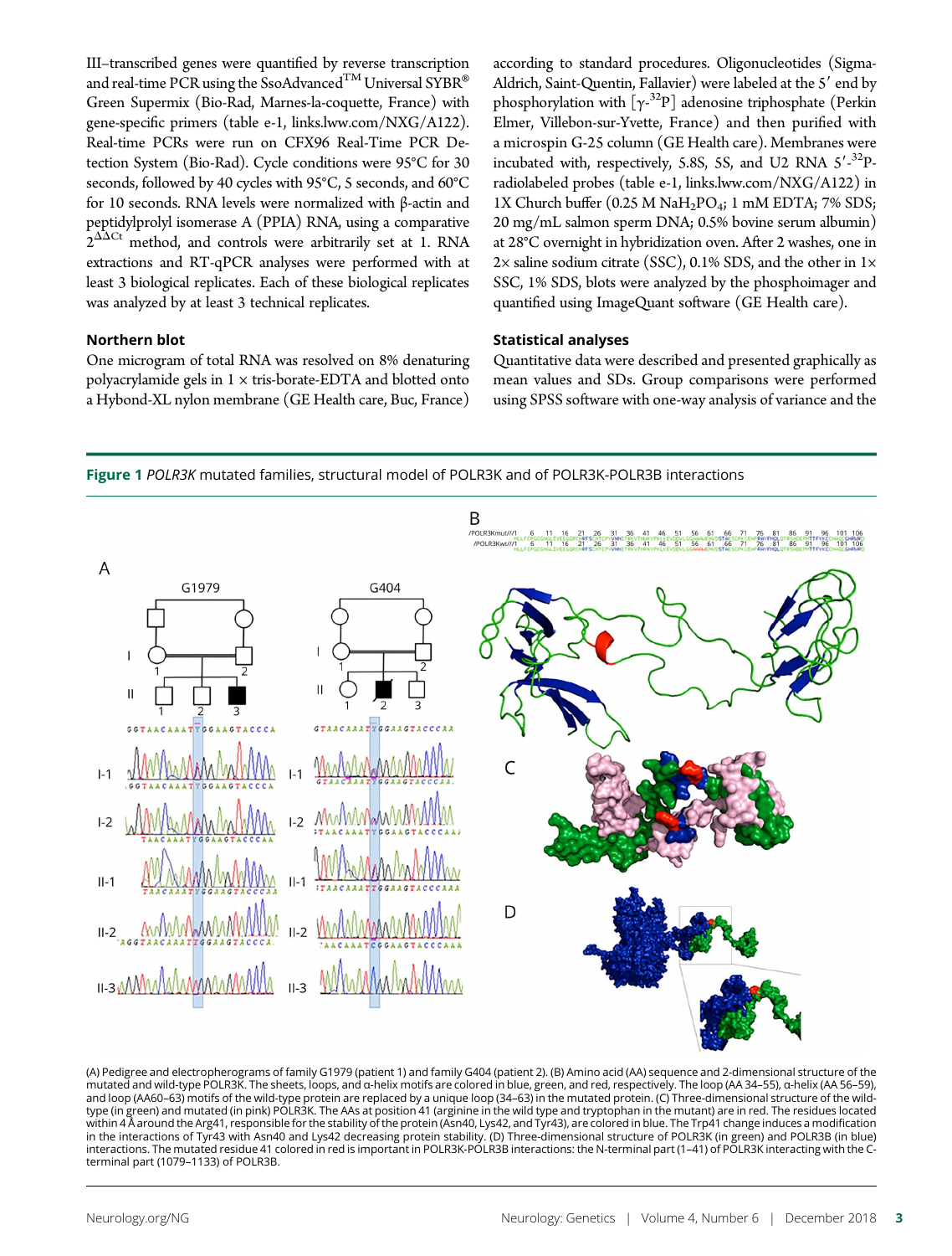III–transcribed genes were quantified by reverse transcription and real-time PCR using the SsoAdvanced™ Universal SYBR® Green Supermix (Bio-Rad, Marnes-la-coquette, France) with gene-specific primers (table e-1, links.lww.com/NXG/A122). Real-time PCRs were run on CFX96 Real-Time PCR Detection System (Bio-Rad). Cycle conditions were 95°C for 30 seconds, followed by 40 cycles with 95°C, 5 seconds, and 60°C for 10 seconds. RNA levels were normalized with β-actin and peptidylprolyl isomerase A (PPIA) RNA, using a comparative $2^{\Delta\Delta Ct}$ method, and controls were arbitrarily set at 1. RNA extractions and RT-qPCR analyses were performed with at least 3 biological replicates. Each of these biological replicates was analyzed by at least 3 technical replicates.

### Northern blot

One microgram of total RNA was resolved on 8% denaturing polyacrylamide gels in 1 × tris-borate-EDTA and blotted onto a Hybond-XL nylon membrane (GE Health care, Buc, France) according to standard procedures. Oligonucleotides (Sigma-Aldrich, Saint-Quentin, Fallavier) were labeled at the 5′ end by phosphorylation with [$\gamma$-$^{32}$P] adenosine triphosphate (Perkin Elmer, Villebon-sur-Yvette, France) and then purified with a microspin G-25 column (GE Health care). Membranes were incubated with, respectively, 5.8S, 5S, and U2 RNA 5′-$^{32}$P-radiolabeled probes (table e-1, links.lww.com/NXG/A122) in 1X Church buffer (0.25 M $NaH_2PO_4$; 1 mM EDTA; 7% SDS; 20 mg/mL salmon sperm DNA; 0.5% bovine serum albumin) at 28°C overnight in hybridization oven. After 2 washes, one in 2× saline sodium citrate (SSC), 0.1% SDS, and the other in 1× SSC, 1% SDS, blots were analyzed by the phosphoimager and quantified using ImageQuant software (GE Health care).

### Statistical analyses

Quantitative data were described and presented graphically as mean values and SDs. Group comparisons were performed using SPSS software with one-way analysis of variance and the

**Figure 1** *POLR3K* mutated families, structural model of POLR3K and of POLR3K-POLR3B interactions

(A) Pedigree and electropherograms of family G1979 (patient 1) and family G404 (patient 2). (B) Amino acid (AA) sequence and 2-dimensional structure of the mutated and wild-type POLR3K. The sheets, loops, and α-helix motifs are colored in blue, green, and red, respectively. The loop (AA 34–55), α-helix (AA 56–59), and loop (AA60–63) motifs of the wild-type protein are replaced by a unique loop (34–63) in the mutated protein. (C) Three-dimensional structure of the wild-type (in green) and mutated (in pink) POLR3K. The AAs at position 41 (arginine in the wild type and tryptophan in the mutant) are in red. The residues located within 4 Å around the Arg41, responsible for the stability of the protein (Asn40, Lys42, and Tyr43), are colored in blue. The Trp41 change induces a modification in the interactions of Tyr43 with Asn40 and Lys42 decreasing protein stability. (D) Three-dimensional structure of POLR3K (in green) and POLR3B (in blue) interactions. The mutated residue 41 colored in red is important in POLR3K-POLR3B interactions: the N-terminal part (1–41) of POLR3K interacting with the C-terminal part (1079–1133) of POLR3B.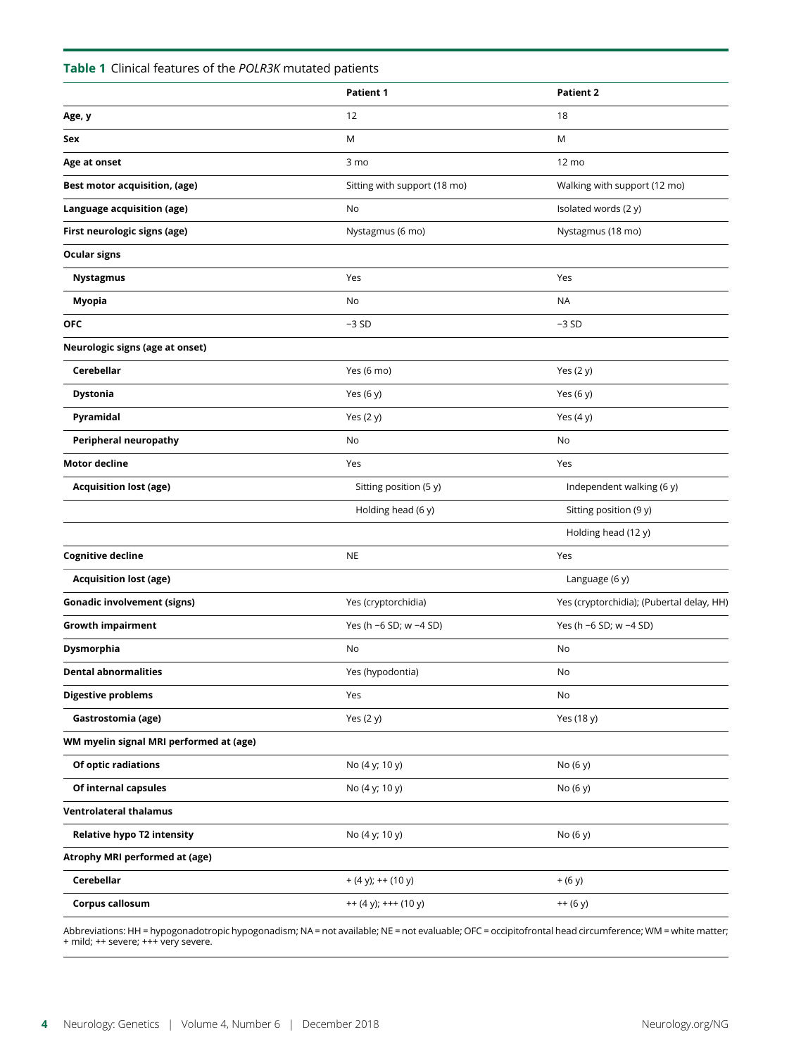**Table 1** Clinical features of the *POLR3K* mutated patients

| | Patient 1 | Patient 2 |
|---|---|---|
| **Age, y** | 12 | 18 |
| **Sex** | M | M |
| **Age at onset** | 3 mo | 12 mo |
| **Best motor acquisition, (age)** | Sitting with support (18 mo) | Walking with support (12 mo) |
| **Language acquisition (age)** | No | Isolated words (2 y) |
| **First neurologic signs (age)** | Nystagmus (6 mo) | Nystagmus (18 mo) |
| **Ocular signs** | | |
| **Nystagmus** | Yes | Yes |
| **Myopia** | No | NA |
| **OFC** | −3 SD | −3 SD |
| **Neurologic signs (age at onset)** | | |
| **Cerebellar** | Yes (6 mo) | Yes (2 y) |
| **Dystonia** | Yes (6 y) | Yes (6 y) |
| **Pyramidal** | Yes (2 y) | Yes (4 y) |
| **Peripheral neuropathy** | No | No |
| **Motor decline** | Yes | Yes |
| **Acquisition lost (age)** | Sitting position (5 y) | Independent walking (6 y) |
| | Holding head (6 y) | Sitting position (9 y) |
| | | Holding head (12 y) |
| **Cognitive decline** | NE | Yes |
| **Acquisition lost (age)** | | Language (6 y) |
| **Gonadic involvement (signs)** | Yes (cryptorchidia) | Yes (cryptorchidia); (Pubertal delay, HH) |
| **Growth impairment** | Yes (h −6 SD; w −4 SD) | Yes (h −6 SD; w −4 SD) |
| **Dysmorphia** | No | No |
| **Dental abnormalities** | Yes (hypodontia) | No |
| **Digestive problems** | Yes | No |
| **Gastrostomia (age)** | Yes (2 y) | Yes (18 y) |
| **WM myelin signal MRI performed at (age)** | | |
| **Of optic radiations** | No (4 y; 10 y) | No (6 y) |
| **Of internal capsules** | No (4 y; 10 y) | No (6 y) |
| **Ventrolateral thalamus** | | |
| **Relative hypo T2 intensity** | No (4 y; 10 y) | No (6 y) |
| **Atrophy MRI performed at (age)** | | |
| **Cerebellar** | + (4 y); ++ (10 y) | + (6 y) |
| **Corpus callosum** | ++ (4 y); +++ (10 y) | ++ (6 y) |

Abbreviations: HH = hypogonadotropic hypogonadism; NA = not available; NE = not evaluable; OFC = occipitofrontal head circumference; WM = white matter; + mild; ++ severe; +++ very severe.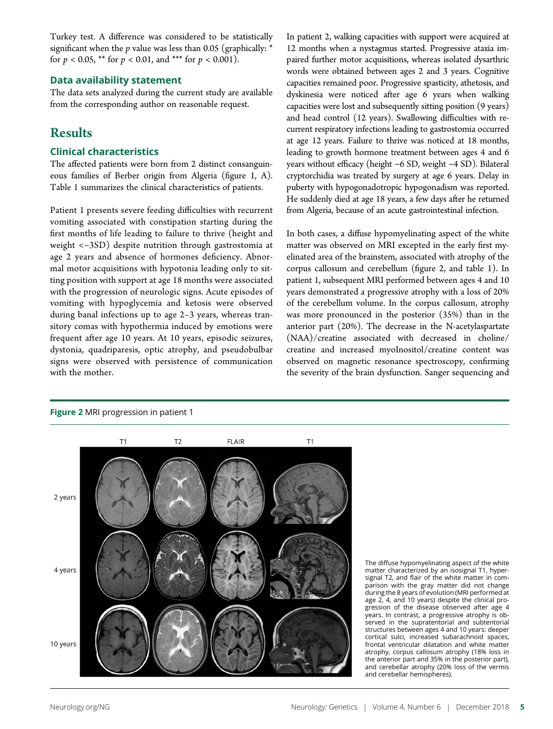Turkey test. A difference was considered to be statistically significant when the $p$ value was less than 0.05 (graphically: * for $p < 0.05$, ** for $p < 0.01$, and *** for $p < 0.001$).

### Data availability statement

The data sets analyzed during the current study are available from the corresponding author on reasonable request.

## Results

### Clinical characteristics

The affected patients were born from 2 distinct consanguineous families of Berber origin from Algeria (figure 1, A). Table 1 summarizes the clinical characteristics of patients.

Patient 1 presents severe feeding difficulties with recurrent vomiting associated with constipation starting during the first months of life leading to failure to thrive (height and weight <−3SD) despite nutrition through gastrostomia at age 2 years and absence of hormones deficiency. Abnormal motor acquisitions with hypotonia leading only to sitting position with support at age 18 months were associated with the progression of neurologic signs. Acute episodes of vomiting with hypoglycemia and ketosis were observed during banal infections up to age 2–3 years, whereas transitory comas with hypothermia induced by emotions were frequent after age 10 years. At 10 years, episodic seizures, dystonia, quadriparesis, optic atrophy, and pseudobulbar signs were observed with persistence of communication with the mother.

In patient 2, walking capacities with support were acquired at 12 months when a nystagmus started. Progressive ataxia impaired further motor acquisitions, whereas isolated dysarthric words were obtained between ages 2 and 3 years. Cognitive capacities remained poor. Progressive spasticity, athetosis, and dyskinesia were noticed after age 6 years when walking capacities were lost and subsequently sitting position (9 years) and head control (12 years). Swallowing difficulties with recurrent respiratory infections leading to gastrostomia occurred at age 12 years. Failure to thrive was noticed at 18 months, leading to growth hormone treatment between ages 4 and 6 years without efficacy (height −6 SD, weight −4 SD). Bilateral cryptorchidia was treated by surgery at age 6 years. Delay in puberty with hypogonadotropic hypogonadism was reported. He suddenly died at age 18 years, a few days after he returned from Algeria, because of an acute gastrointestinal infection.

In both cases, a diffuse hypomyelinating aspect of the white matter was observed on MRI excepted in the early first myelinated area of the brainstem, associated with atrophy of the corpus callosum and cerebellum (figure 2, and table 1). In patient 1, subsequent MRI performed between ages 4 and 10 years demonstrated a progressive atrophy with a loss of 20% of the cerebellum volume. In the corpus callosum, atrophy was more pronounced in the posterior (35%) than in the anterior part (20%). The decrease in the N-acetylaspartate (NAA)/creatine associated with decreased in choline/creatine and increased myoInositol/creatine content was observed on magnetic resonance spectroscopy, confirming the severity of the brain dysfunction. Sanger sequencing and

**Figure 2** MRI progression in patient 1

The diffuse hypomyelinating aspect of the white matter characterized by an isosignal T1, hypersignal T2, and flair of the white matter in comparison with the gray matter did not change during the 8 years of evolution (MRI performed at age 2, 4, and 10 years) despite the clinical progression of the disease observed after age 4 years. In contrast, a progressive atrophy is observed in the supratentorial and subtentorial structures between ages 4 and 10 years: deeper cortical sulci, increased subarachnoid spaces, frontal ventricular dilatation and white matter atrophy, corpus callosum atrophy (18% loss in the anterior part and 35% in the posterior part), and cerebellar atrophy (20% loss of the vermis and cerebellar hemispheres).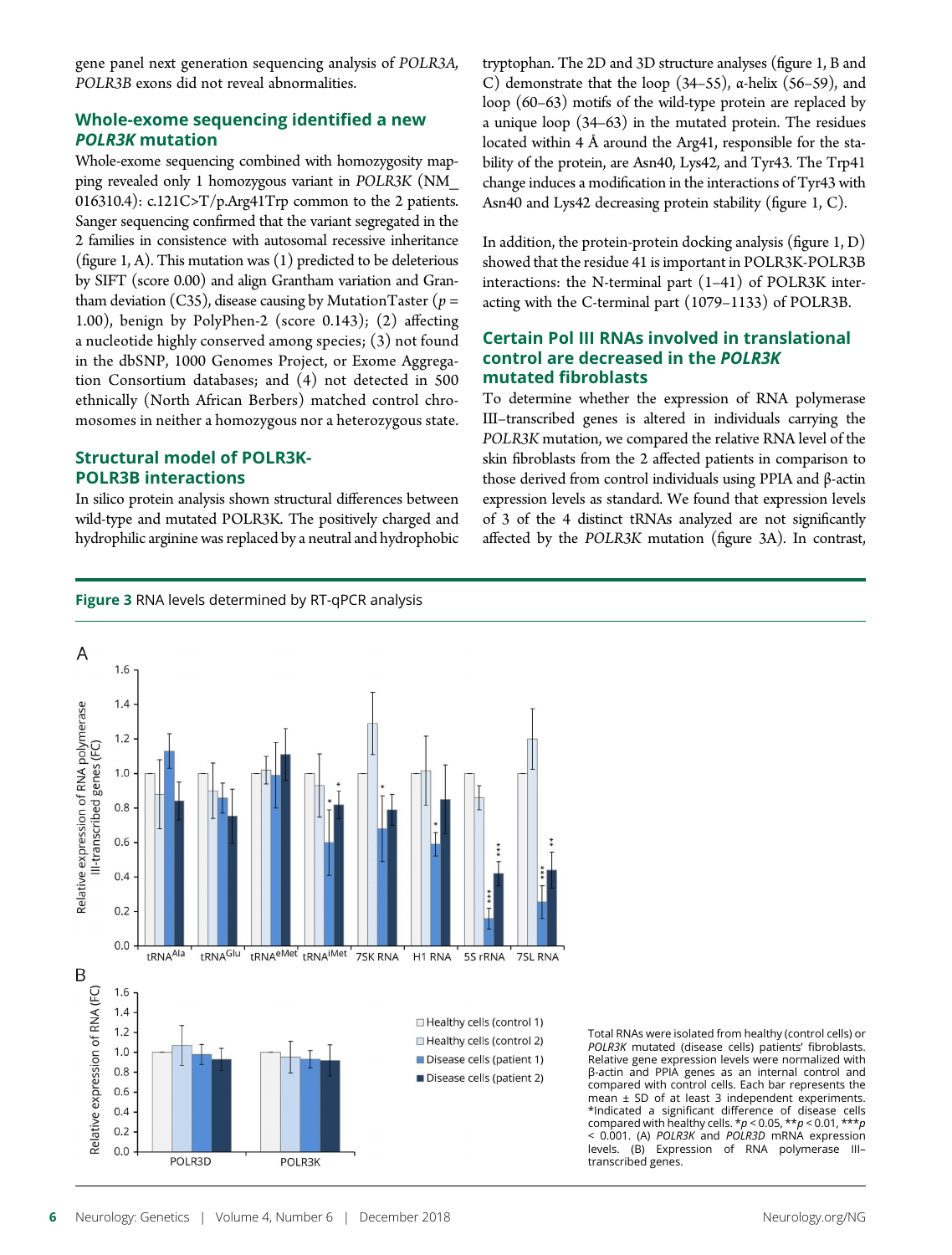gene panel next generation sequencing analysis of *POLR3A*, *POLR3B* exons did not reveal abnormalities.

## Whole-exome sequencing identified a new *POLR3K* mutation

Whole-exome sequencing combined with homozygosity mapping revealed only 1 homozygous variant in *POLR3K* (NM_016310.4): c.121C>T/p.Arg41Trp common to the 2 patients. Sanger sequencing confirmed that the variant segregated in the 2 families in consistence with autosomal recessive inheritance (figure 1, A). This mutation was (1) predicted to be deleterious by SIFT (score 0.00) and align Grantham variation and Grantham deviation (C35), disease causing by MutationTaster ($p$ = 1.00), benign by PolyPhen-2 (score 0.143); (2) affecting a nucleotide highly conserved among species; (3) not found in the dbSNP, 1000 Genomes Project, or Exome Aggregation Consortium databases; and (4) not detected in 500 ethnically (North African Berbers) matched control chromosomes in neither a homozygous nor a heterozygous state.

## Structural model of POLR3K-POLR3B interactions

In silico protein analysis shown structural differences between wild-type and mutated POLR3K. The positively charged and hydrophilic arginine was replaced by a neutral and hydrophobic tryptophan. The 2D and 3D structure analyses (figure 1, B and C) demonstrate that the loop (34–55), α-helix (56–59), and loop (60–63) motifs of the wild-type protein are replaced by a unique loop (34–63) in the mutated protein. The residues located within 4 Å around the Arg41, responsible for the stability of the protein, are Asn40, Lys42, and Tyr43. The Trp41 change induces a modification in the interactions of Tyr43 with Asn40 and Lys42 decreasing protein stability (figure 1, C).

In addition, the protein-protein docking analysis (figure 1, D) showed that the residue 41 is important in POLR3K-POLR3B interactions: the N-terminal part (1–41) of POLR3K interacting with the C-terminal part (1079–1133) of POLR3B.

## Certain Pol III RNAs involved in translational control are decreased in the *POLR3K* mutated fibroblasts

To determine whether the expression of RNA polymerase III–transcribed genes is altered in individuals carrying the *POLR3K* mutation, we compared the relative RNA level of the skin fibroblasts from the 2 affected patients in comparison to those derived from control individuals using PPIA and β-actin expression levels as standard. We found that expression levels of 3 of the 4 distinct tRNAs analyzed are not significantly affected by the *POLR3K* mutation (figure 3A). In contrast,

**Figure 3** RNA levels determined by RT-qPCR analysis

Total RNAs were isolated from healthy (control cells) or *POLR3K* mutated (disease cells) patients' fibroblasts. Relative gene expression levels were normalized with β-actin and PPIA genes as an internal control and compared with control cells. Each bar represents the mean ± SD of at least 3 independent experiments. *Indicated a significant difference of disease cells compared with healthy cells. *$p < 0.05$, **$p < 0.01$, ***$p < 0.001$. (A) *POLR3K* and *POLR3D* mRNA expression levels. (B) Expression of RNA polymerase III–transcribed genes.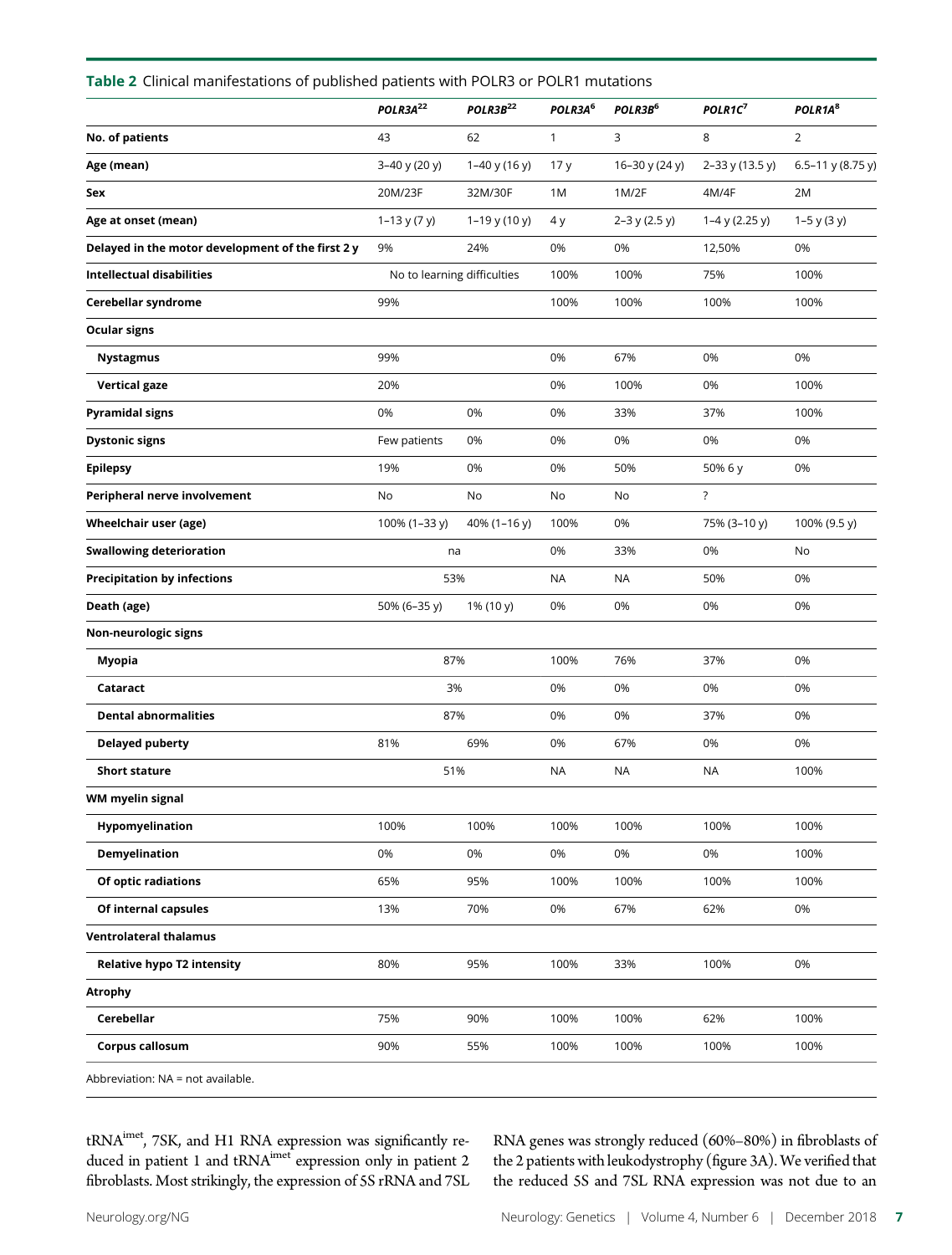**Table 2** Clinical manifestations of published patients with POLR3 or POLR1 mutations

| | *POLR3A*[22] | *POLR3B*[22] | *POLR3A*[6] | *POLR3B*[6] | *POLR1C*[7] | *POLR1A*[8] |
|---|---|---|---|---|---|---|
| **No. of patients** | 43 | 62 | 1 | 3 | 8 | 2 |
| **Age (mean)** | 3–40 y (20 y) | 1–40 y (16 y) | 17 y | 16–30 y (24 y) | 2–33 y (13.5 y) | 6.5–11 y (8.75 y) |
| **Sex** | 20M/23F | 32M/30F | 1M | 1M/2F | 4M/4F | 2M |
| **Age at onset (mean)** | 1–13 y (7 y) | 1–19 y (10 y) | 4 y | 2–3 y (2.5 y) | 1–4 y (2.25 y) | 1–5 y (3 y) |
| **Delayed in the motor development of the first 2 y** | 9% | 24% | 0% | 0% | 12,50% | 0% |
| **Intellectual disabilities** | No to learning difficulties | | 100% | 100% | 75% | 100% |
| **Cerebellar syndrome** | 99% | | 100% | 100% | 100% | 100% |
| **Ocular signs** | | | | | | |
| **Nystagmus** | 99% | | 0% | 67% | 0% | 0% |
| **Vertical gaze** | 20% | | 0% | 100% | 0% | 100% |
| **Pyramidal signs** | 0% | 0% | 0% | 33% | 37% | 100% |
| **Dystonic signs** | Few patients | 0% | 0% | 0% | 0% | 0% |
| **Epilepsy** | 19% | 0% | 0% | 50% | 50% 6 y | 0% |
| **Peripheral nerve involvement** | No | No | No | No | ? | |
| **Wheelchair user (age)** | 100% (1–33 y) | 40% (1–16 y) | 100% | 0% | 75% (3–10 y) | 100% (9.5 y) |
| **Swallowing deterioration** | na | | 0% | 33% | 0% | No |
| **Precipitation by infections** | 53% | | NA | NA | 50% | 0% |
| **Death (age)** | 50% (6–35 y) | 1% (10 y) | 0% | 0% | 0% | 0% |
| **Non-neurologic signs** | | | | | | |
| **Myopia** | 87% | | 100% | 76% | 37% | 0% |
| **Cataract** | 3% | | 0% | 0% | 0% | 0% |
| **Dental abnormalities** | 87% | | 0% | 0% | 37% | 0% |
| **Delayed puberty** | 81% | 69% | 0% | 67% | 0% | 0% |
| **Short stature** | 51% | | NA | NA | NA | 100% |
| **WM myelin signal** | | | | | | |
| **Hypomyelination** | 100% | 100% | 100% | 100% | 100% | 100% |
| **Demyelination** | 0% | 0% | 0% | 0% | 0% | 100% |
| **Of optic radiations** | 65% | 95% | 100% | 100% | 100% | 100% |
| **Of internal capsules** | 13% | 70% | 0% | 67% | 62% | 0% |
| **Ventrolateral thalamus** | | | | | | |
| **Relative hypo T2 intensity** | 80% | 95% | 100% | 33% | 100% | 0% |
| **Atrophy** | | | | | | |
| **Cerebellar** | 75% | 90% | 100% | 100% | 62% | 100% |
| **Corpus callosum** | 90% | 55% | 100% | 100% | 100% | 100% |

Abbreviation: NA = not available.

tRNA$^{imet}$, 7SK, and H1 RNA expression was significantly reduced in patient 1 and tRNA$^{imet}$ expression only in patient 2 fibroblasts. Most strikingly, the expression of 5S rRNA and 7SL RNA genes was strongly reduced (60%–80%) in fibroblasts of the 2 patients with leukodystrophy (figure 3A). We verified that the reduced 5S and 7SL RNA expression was not due to an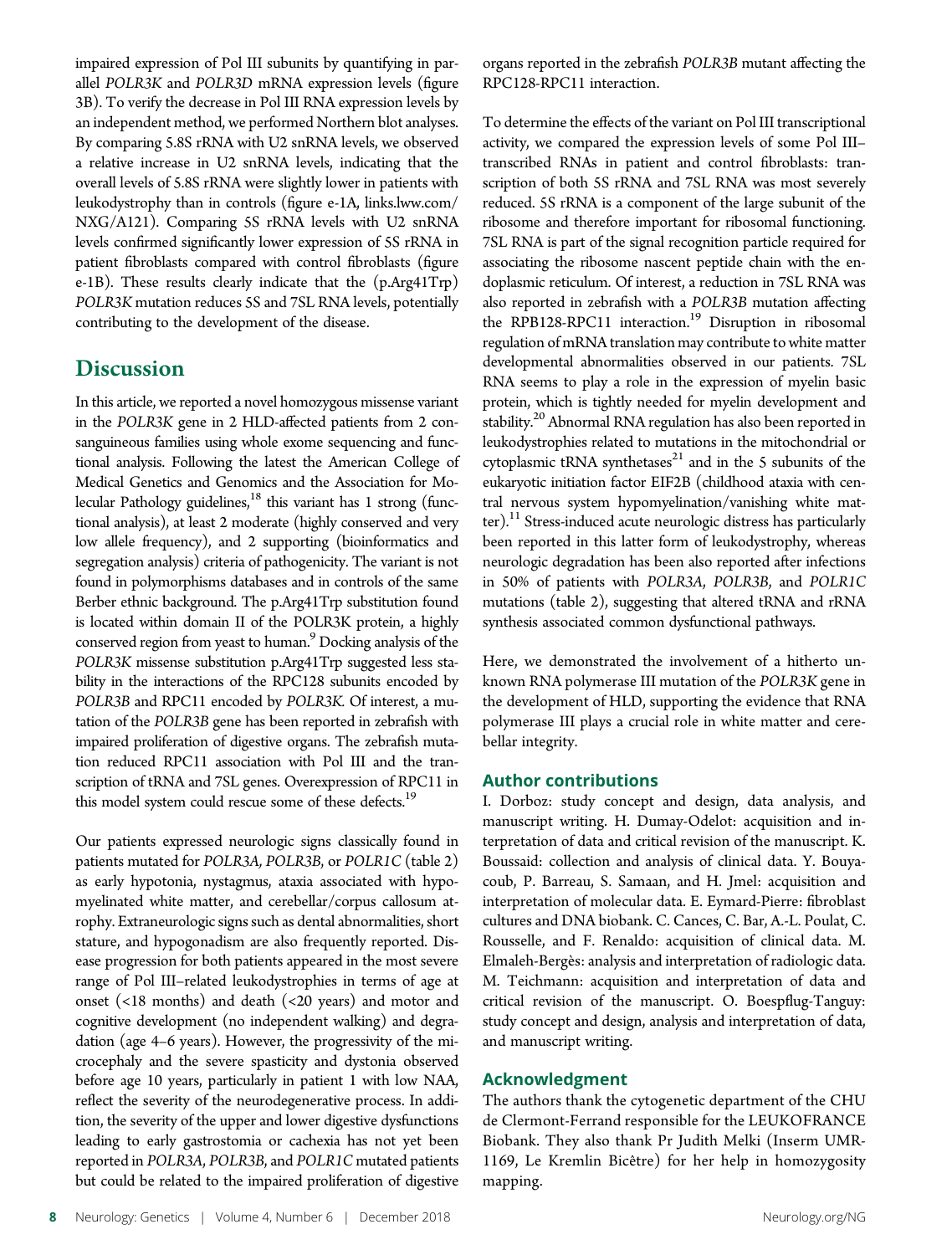impaired expression of Pol III subunits by quantifying in parallel *POLR3K* and *POLR3D* mRNA expression levels (figure 3B). To verify the decrease in Pol III RNA expression levels by an independent method, we performed Northern blot analyses. By comparing 5.8S rRNA with U2 snRNA levels, we observed a relative increase in U2 snRNA levels, indicating that the overall levels of 5.8S rRNA were slightly lower in patients with leukodystrophy than in controls (figure e-1A, links.lww.com/NXG/A121). Comparing 5S rRNA levels with U2 snRNA levels confirmed significantly lower expression of 5S rRNA in patient fibroblasts compared with control fibroblasts (figure e-1B). These results clearly indicate that the (p.Arg41Trp) *POLR3K* mutation reduces 5S and 7SL RNA levels, potentially contributing to the development of the disease.

## Discussion

In this article, we reported a novel homozygous missense variant in the *POLR3K* gene in 2 HLD-affected patients from 2 consanguineous families using whole exome sequencing and functional analysis. Following the latest the American College of Medical Genetics and Genomics and the Association for Molecular Pathology guidelines,[18] this variant has 1 strong (functional analysis), at least 2 moderate (highly conserved and very low allele frequency), and 2 supporting (bioinformatics and segregation analysis) criteria of pathogenicity. The variant is not found in polymorphisms databases and in controls of the same Berber ethnic background. The p.Arg41Trp substitution found is located within domain II of the POLR3K protein, a highly conserved region from yeast to human.[9] Docking analysis of the *POLR3K* missense substitution p.Arg41Trp suggested less stability in the interactions of the RPC128 subunits encoded by *POLR3B* and RPC11 encoded by *POLR3K*. Of interest, a mutation of the *POLR3B* gene has been reported in zebrafish with impaired proliferation of digestive organs. The zebrafish mutation reduced RPC11 association with Pol III and the transcription of tRNA and 7SL genes. Overexpression of RPC11 in this model system could rescue some of these defects.[19]

Our patients expressed neurologic signs classically found in patients mutated for *POLR3A*, *POLR3B*, or *POLR1C* (table 2) as early hypotonia, nystagmus, ataxia associated with hypomyelinated white matter, and cerebellar/corpus callosum atrophy. Extraneurologic signs such as dental abnormalities, short stature, and hypogonadism are also frequently reported. Disease progression for both patients appeared in the most severe range of Pol III–related leukodystrophies in terms of age at onset (<18 months) and death (<20 years) and motor and cognitive development (no independent walking) and degradation (age 4–6 years). However, the progressivity of the microcephaly and the severe spasticity and dystonia observed before age 10 years, particularly in patient 1 with low NAA, reflect the severity of the neurodegenerative process. In addition, the severity of the upper and lower digestive dysfunctions leading to early gastrostomia or cachexia has not yet been reported in *POLR3A*, *POLR3B*, and *POLR1C* mutated patients but could be related to the impaired proliferation of digestive organs reported in the zebrafish *POLR3B* mutant affecting the RPC128-RPC11 interaction.

To determine the effects of the variant on Pol III transcriptional activity, we compared the expression levels of some Pol III–transcribed RNAs in patient and control fibroblasts: transcription of both 5S rRNA and 7SL RNA was most severely reduced. 5S rRNA is a component of the large subunit of the ribosome and therefore important for ribosomal functioning. 7SL RNA is part of the signal recognition particle required for associating the ribosome nascent peptide chain with the endoplasmic reticulum. Of interest, a reduction in 7SL RNA was also reported in zebrafish with a *POLR3B* mutation affecting the RPB128-RPC11 interaction.[19] Disruption in ribosomal regulation of mRNA translation may contribute to white matter developmental abnormalities observed in our patients. 7SL RNA seems to play a role in the expression of myelin basic protein, which is tightly needed for myelin development and stability.[20] Abnormal RNA regulation has also been reported in leukodystrophies related to mutations in the mitochondrial or cytoplasmic tRNA synthetases[21] and in the 5 subunits of the eukaryotic initiation factor EIF2B (childhood ataxia with central nervous system hypomyelination/vanishing white matter).[11] Stress-induced acute neurologic distress has particularly been reported in this latter form of leukodystrophy, whereas neurologic degradation has been also reported after infections in 50% of patients with *POLR3A*, *POLR3B*, and *POLR1C* mutations (table 2), suggesting that altered tRNA and rRNA synthesis associated common dysfunctional pathways.

Here, we demonstrated the involvement of a hitherto unknown RNA polymerase III mutation of the *POLR3K* gene in the development of HLD, supporting the evidence that RNA polymerase III plays a crucial role in white matter and cerebellar integrity.

### Author contributions

I. Dorboz: study concept and design, data analysis, and manuscript writing. H. Dumay-Odelot: acquisition and interpretation of data and critical revision of the manuscript. K. Boussaid: collection and analysis of clinical data. Y. Bouyacoub, P. Barreau, S. Samaan, and H. Jmel: acquisition and interpretation of molecular data. E. Eymard-Pierre: fibroblast cultures and DNA biobank. C. Cances, C. Bar, A.-L. Poulat, C. Rousselle, and F. Renaldo: acquisition of clinical data. M. Elmaleh-Bergès: analysis and interpretation of radiologic data. M. Teichmann: acquisition and interpretation of data and critical revision of the manuscript. O. Boespflug-Tanguy: study concept and design, analysis and interpretation of data, and manuscript writing.

### Acknowledgment

The authors thank the cytogenetic department of the CHU de Clermont-Ferrand responsible for the LEUKOFRANCE Biobank. They also thank Pr Judith Melki (Inserm UMR-1169, Le Kremlin Bicêtre) for her help in homozygosity mapping.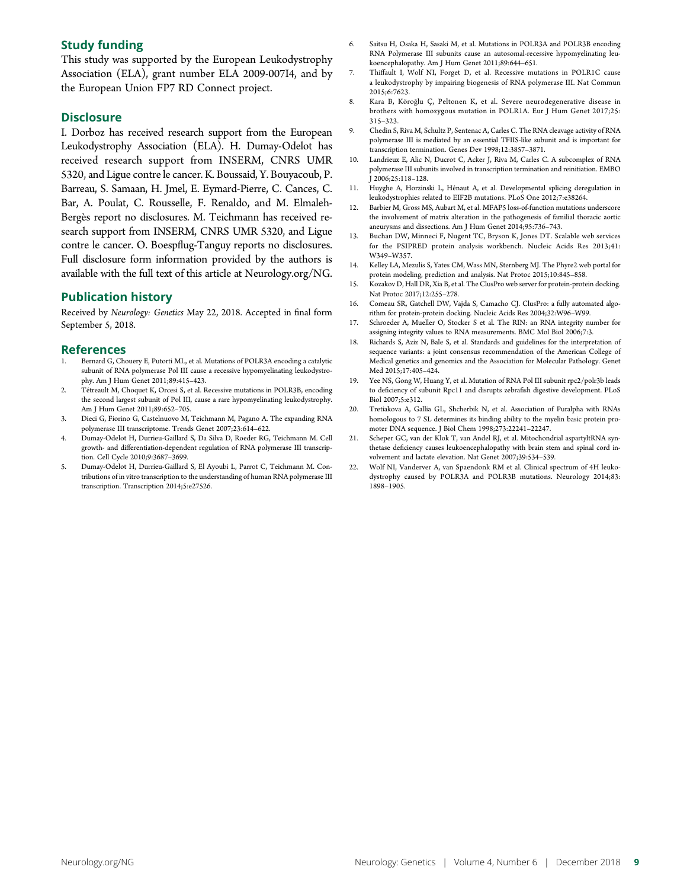## Study funding

This study was supported by the European Leukodystrophy Association (ELA), grant number ELA 2009-007I4, and by the European Union FP7 RD Connect project.

## Disclosure

I. Dorboz has received research support from the European Leukodystrophy Association (ELA). H. Dumay-Odelot has received research support from INSERM, CNRS UMR 5320, and Ligue contre le cancer. K. Boussaid, Y. Bouyacoub, P. Barreau, S. Samaan, H. Jmel, E. Eymard-Pierre, C. Cances, C. Bar, A. Poulat, C. Rousselle, F. Renaldo, and M. Elmaleh-Bergès report no disclosures. M. Teichmann has received research support from INSERM, CNRS UMR 5320, and Ligue contre le cancer. O. Boespflug-Tanguy reports no disclosures. Full disclosure form information provided by the authors is available with the full text of this article at Neurology.org/NG.

## Publication history

Received by *Neurology: Genetics* May 22, 2018. Accepted in final form September 5, 2018.

## References

1. Bernard G, Chouery E, Putorti ML, et al. Mutations of POLR3A encoding a catalytic subunit of RNA polymerase Pol III cause a recessive hypomyelinating leukodystrophy. Am J Hum Genet 2011;89:415–423.
2. Tétreault M, Choquet K, Orcesi S, et al. Recessive mutations in POLR3B, encoding the second largest subunit of Pol III, cause a rare hypomyelinating leukodystrophy. Am J Hum Genet 2011;89:652–705.
3. Dieci G, Fiorino G, Castelnuovo M, Teichmann M, Pagano A. The expanding RNA polymerase III transcriptome. Trends Genet 2007;23:614–622.
4. Dumay-Odelot H, Durrieu-Gaillard S, Da Silva D, Roeder RG, Teichmann M. Cell growth- and differentiation-dependent regulation of RNA polymerase III transcription. Cell Cycle 2010;9:3687–3699.
5. Dumay-Odelot H, Durrieu-Gaillard S, El Ayoubi L, Parrot C, Teichmann M. Contributions of in vitro transcription to the understanding of human RNA polymerase III transcription. Transcription 2014;5:e27526.
6. Saitsu H, Osaka H, Sasaki M, et al. Mutations in POLR3A and POLR3B encoding RNA Polymerase III subunits cause an autosomal-recessive hypomyelinating leukoencephalopathy. Am J Hum Genet 2011;89:644–651.
7. Thiffault I, Wolf NI, Forget D, et al. Recessive mutations in POLR1C cause a leukodystrophy by impairing biogenesis of RNA polymerase III. Nat Commun 2015;6:7623.
8. Kara B, Köroğlu Ç, Peltonen K, et al. Severe neurodegenerative disease in brothers with homozygous mutation in POLR1A. Eur J Hum Genet 2017;25:315–323.
9. Chedin S, Riva M, Schultz P, Sentenac A, Carles C. The RNA cleavage activity of RNA polymerase III is mediated by an essential TFIIS-like subunit and is important for transcription termination. Genes Dev 1998;12:3857–3871.
10. Landrieux E, Alic N, Ducrot C, Acker J, Riva M, Carles C. A subcomplex of RNA polymerase III subunits involved in transcription termination and reinitiation. EMBO J 2006;25:118–128.
11. Huyghe A, Horzinski L, Hénaut A, et al. Developmental splicing deregulation in leukodystrophies related to EIF2B mutations. PLoS One 2012;7:e38264.
12. Barbier M, Gross MS, Aubart M, et al. MFAP5 loss-of-function mutations underscore the involvement of matrix alteration in the pathogenesis of familial thoracic aortic aneurysms and dissections. Am J Hum Genet 2014;95:736–743.
13. Buchan DW, Minneci F, Nugent TC, Bryson K, Jones DT. Scalable web services for the PSIPRED protein analysis workbench. Nucleic Acids Res 2013;41:W349–W357.
14. Kelley LA, Mezulis S, Yates CM, Wass MN, Sternberg MJ. The Phyre2 web portal for protein modeling, prediction and analysis. Nat Protoc 2015;10:845–858.
15. Kozakov D, Hall DR, Xia B, et al. The ClusPro web server for protein-protein docking. Nat Protoc 2017;12:255–278.
16. Comeau SR, Gatchell DW, Vajda S, Camacho CJ. ClusPro: a fully automated algorithm for protein-protein docking. Nucleic Acids Res 2004;32:W96–W99.
17. Schroeder A, Mueller O, Stocker S et al. The RIN: an RNA integrity number for assigning integrity values to RNA measurements. BMC Mol Biol 2006;7:3.
18. Richards S, Aziz N, Bale S, et al. Standards and guidelines for the interpretation of sequence variants: a joint consensus recommendation of the American College of Medical genetics and genomics and the Association for Molecular Pathology. Genet Med 2015;17:405–424.
19. Yee NS, Gong W, Huang Y, et al. Mutation of RNA Pol III subunit rpc2/polr3b leads to deficiency of subunit Rpc11 and disrupts zebrafish digestive development. PLoS Biol 2007;5:e312.
20. Tretiakova A, Gallia GL, Shcherbik N, et al. Association of Puralpha with RNAs homologous to 7 SL determines its binding ability to the myelin basic protein promoter DNA sequence. J Biol Chem 1998;273:22241–22247.
21. Scheper GC, van der Klok T, van Andel RJ, et al. Mitochondrial aspartyltRNA synthetase deficiency causes leukoencephalopathy with brain stem and spinal cord involvement and lactate elevation. Nat Genet 2007;39:534–539.
22. Wolf NI, Vanderver A, van Spaendonk RM et al. Clinical spectrum of 4H leukodystrophy caused by POLR3A and POLR3B mutations. Neurology 2014;83:1898–1905.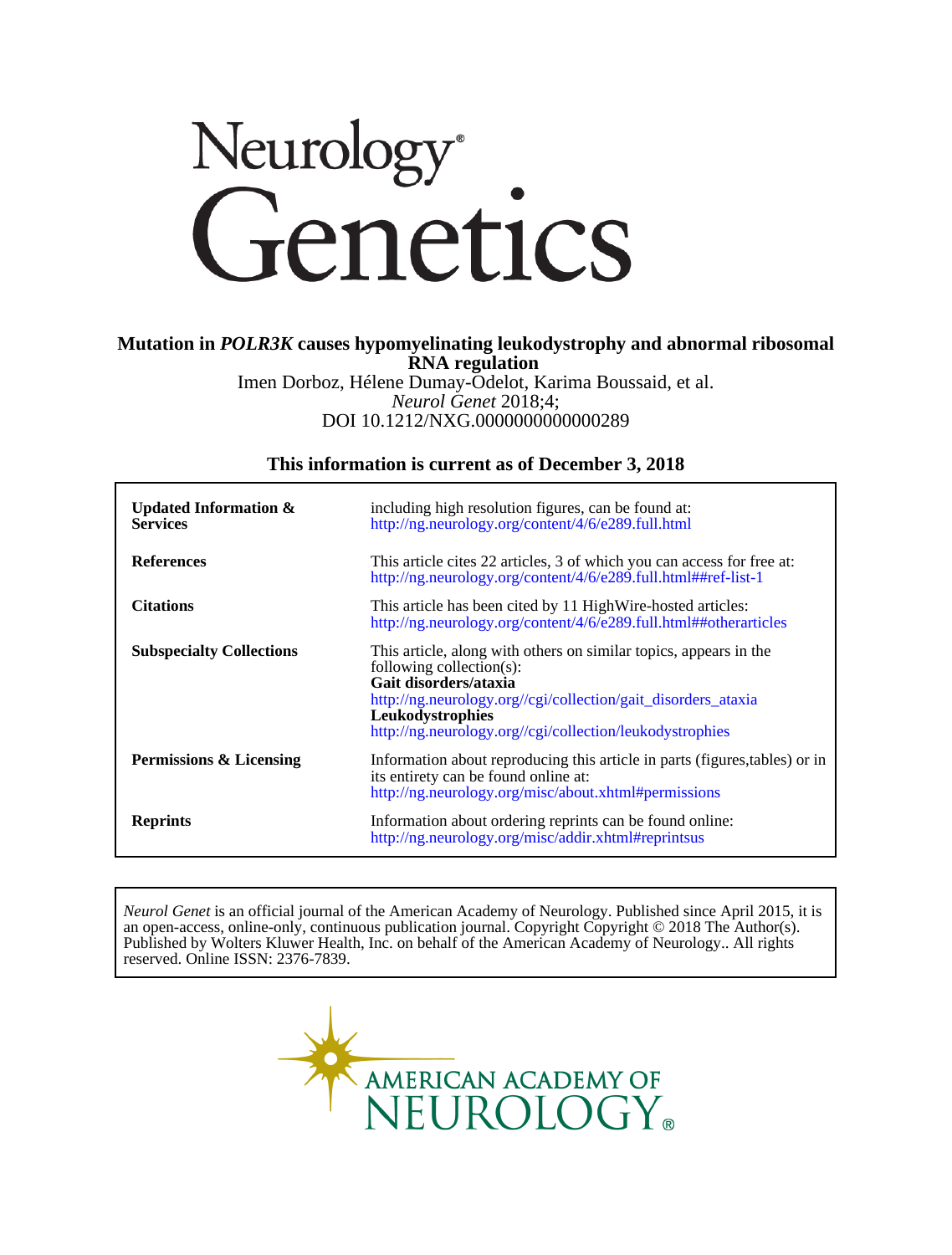# Neurology® Genetics

**Mutation in *POLR3K* causes hypomyelinating leukodystrophy and abnormal ribosomal RNA regulation**

Imen Dorboz, Hélene Dumay-Odelot, Karima Boussaid, et al.
*Neurol Genet* 2018;4;
DOI 10.1212/NXG.0000000000000289

**This information is current as of December 3, 2018**

| | |
|---|---|
| **Updated Information & Services** | including high resolution figures, can be found at: http://ng.neurology.org/content/4/6/e289.full.html |
| **References** | This article cites 22 articles, 3 of which you can access for free at: http://ng.neurology.org/content/4/6/e289.full.html##ref-list-1 |
| **Citations** | This article has been cited by 11 HighWire-hosted articles: http://ng.neurology.org/content/4/6/e289.full.html##otherarticles |
| **Subspecialty Collections** | This article, along with others on similar topics, appears in the following collection(s): **Gait disorders/ataxia** http://ng.neurology.org//cgi/collection/gait_disorders_ataxia **Leukodystrophies** http://ng.neurology.org//cgi/collection/leukodystrophies |
| **Permissions & Licensing** | Information about reproducing this article in parts (figures,tables) or in its entirety can be found online at: http://ng.neurology.org/misc/about.xhtml#permissions |
| **Reprints** | Information about ordering reprints can be found online: http://ng.neurology.org/misc/addir.xhtml#reprintsus |

*Neurol Genet* is an official journal of the American Academy of Neurology. Published since April 2015, it is an open-access, online-only, continuous publication journal. Copyright Copyright © 2018 The Author(s). Published by Wolters Kluwer Health, Inc. on behalf of the American Academy of Neurology.. All rights reserved. Online ISSN: 2376-7839.

AMERICAN ACADEMY OF NEUROLOGY®